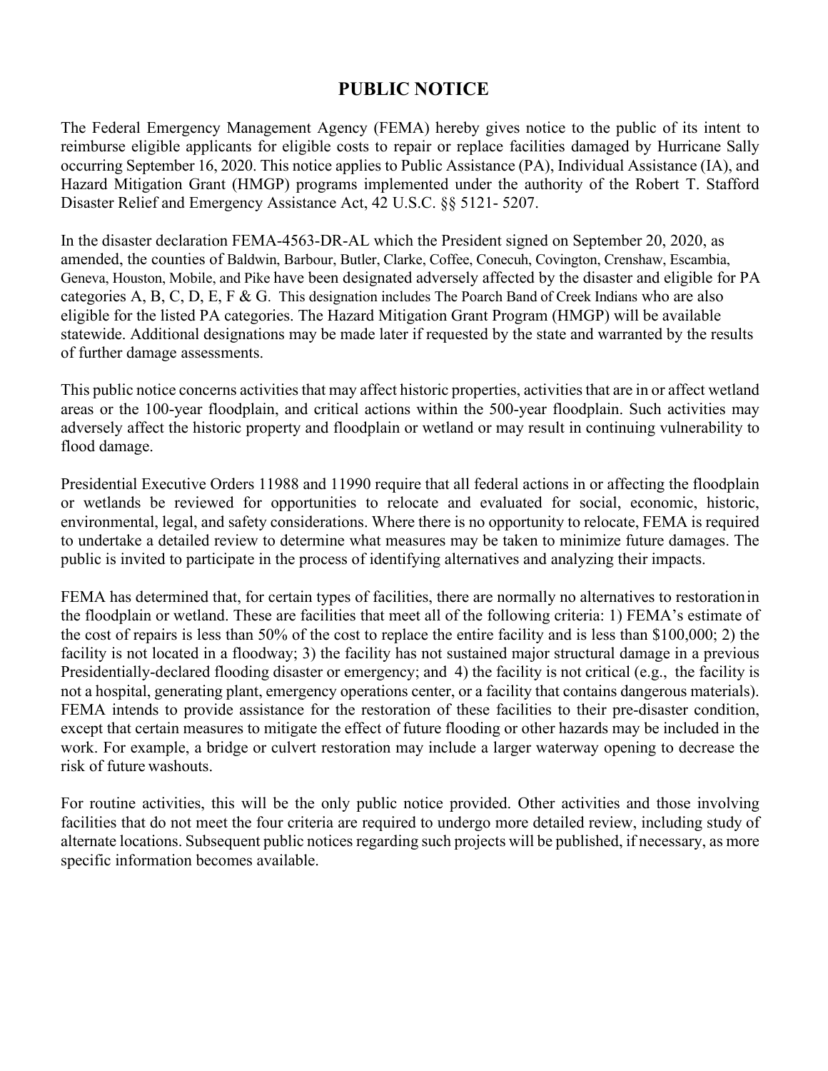# PUBLIC NOTICE

The Federal Emergency Management Agency (FEMA) hereby gives notice to the public of its intent to reimburse eligible applicants for eligible costs to repair or replace facilities damaged by Hurricane Sally occurring September 16, 2020. This notice applies to Public Assistance (PA), Individual Assistance (IA), and Hazard Mitigation Grant (HMGP) programs implemented under the authority of the Robert T. Stafford Disaster Relief and Emergency Assistance Act, 42 U.S.C. §§ 5121- 5207.

In the disaster declaration FEMA-4563-DR-AL which the President signed on September 20, 2020, as amended, the counties of Baldwin, Barbour, Butler, Clarke, Coffee, Conecuh, Covington, Crenshaw, Escambia, Geneva, Houston, Mobile, and Pike have been designated adversely affected by the disaster and eligible for PA categories A, B, C, D, E, F & G. This designation includes The Poarch Band of Creek Indians who are also eligible for the listed PA categories. The Hazard Mitigation Grant Program (HMGP) will be available statewide. Additional designations may be made later if requested by the state and warranted by the results of further damage assessments.

This public notice concerns activities that may affect historic properties, activities that are in or affect wetland areas or the 100-year floodplain, and critical actions within the 500-year floodplain. Such activities may adversely affect the historic property and floodplain or wetland or may result in continuing vulnerability to flood damage.

Presidential Executive Orders 11988 and 11990 require that all federal actions in or affecting the floodplain or wetlands be reviewed for opportunities to relocate and evaluated for social, economic, historic, environmental, legal, and safety considerations. Where there is no opportunity to relocate, FEMA is required to undertake a detailed review to determine what measures may be taken to minimize future damages. The public is invited to participate in the process of identifying alternatives and analyzing their impacts.

FEMA has determined that, for certain types of facilities, there are normally no alternatives to restoration in the floodplain or wetland. These are facilities that meet all of the following criteria: 1) FEMA's estimate of the cost of repairs is less than 50% of the cost to replace the entire facility and is less than $100,000; 2) the facility is not located in a floodway; 3) the facility has not sustained major structural damage in a previous Presidentially-declared flooding disaster or emergency; and 4) the facility is not critical (e.g., the facility is not a hospital, generating plant, emergency operations center, or a facility that contains dangerous materials). FEMA intends to provide assistance for the restoration of these facilities to their pre-disaster condition, except that certain measures to mitigate the effect of future flooding or other hazards may be included in the work. For example, a bridge or culvert restoration may include a larger waterway opening to decrease the risk of future washouts.

For routine activities, this will be the only public notice provided. Other activities and those involving facilities that do not meet the four criteria are required to undergo more detailed review, including study of alternate locations. Subsequent public notices regarding such projects will be published, if necessary, as more specific information becomes available.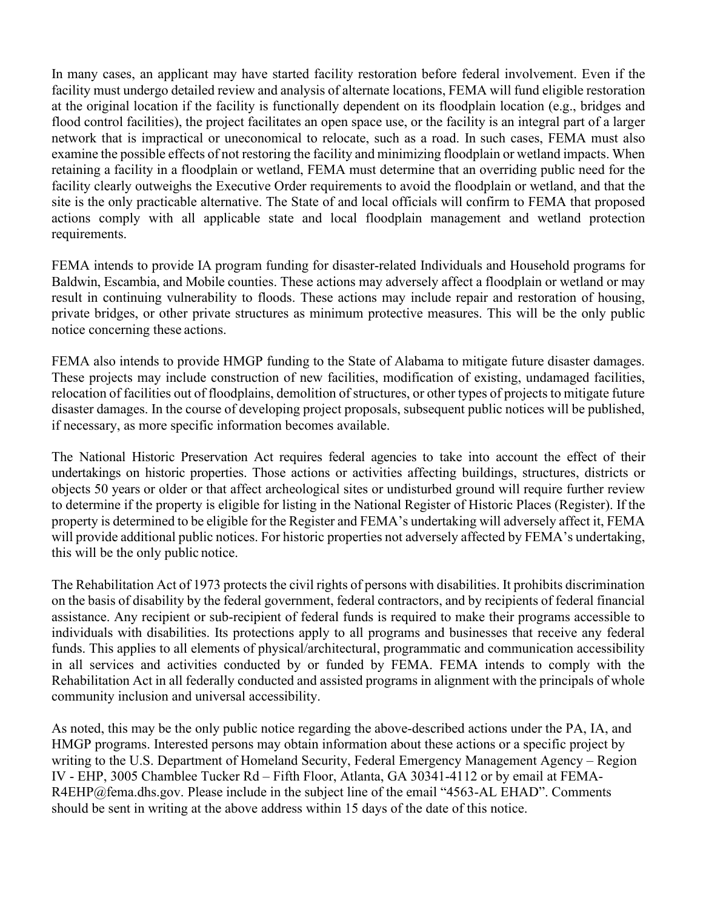In many cases, an applicant may have started facility restoration before federal involvement. Even if the facility must undergo detailed review and analysis of alternate locations, FEMA will fund eligible restoration at the original location if the facility is functionally dependent on its floodplain location (e.g., bridges and flood control facilities), the project facilitates an open space use, or the facility is an integral part of a larger network that is impractical or uneconomical to relocate, such as a road. In such cases, FEMA must also examine the possible effects of not restoring the facility and minimizing floodplain or wetland impacts. When retaining a facility in a floodplain or wetland, FEMA must determine that an overriding public need for the facility clearly outweighs the Executive Order requirements to avoid the floodplain or wetland, and that the site is the only practicable alternative. The State of and local officials will confirm to FEMA that proposed actions comply with all applicable state and local floodplain management and wetland protection requirements.

FEMA intends to provide IA program funding for disaster-related Individuals and Household programs for Baldwin, Escambia, and Mobile counties. These actions may adversely affect a floodplain or wetland or may result in continuing vulnerability to floods. These actions may include repair and restoration of housing, private bridges, or other private structures as minimum protective measures. This will be the only public notice concerning these actions.

FEMA also intends to provide HMGP funding to the State of Alabama to mitigate future disaster damages. These projects may include construction of new facilities, modification of existing, undamaged facilities, relocation of facilities out of floodplains, demolition of structures, or other types of projects to mitigate future disaster damages. In the course of developing project proposals, subsequent public notices will be published, if necessary, as more specific information becomes available.

The National Historic Preservation Act requires federal agencies to take into account the effect of their undertakings on historic properties. Those actions or activities affecting buildings, structures, districts or objects 50 years or older or that affect archeological sites or undisturbed ground will require further review to determine if the property is eligible for listing in the National Register of Historic Places (Register). If the property is determined to be eligible for the Register and FEMA's undertaking will adversely affect it, FEMA will provide additional public notices. For historic properties not adversely affected by FEMA's undertaking, this will be the only public notice.

The Rehabilitation Act of 1973 protects the civil rights of persons with disabilities. It prohibits discrimination on the basis of disability by the federal government, federal contractors, and by recipients of federal financial assistance. Any recipient or sub-recipient of federal funds is required to make their programs accessible to individuals with disabilities. Its protections apply to all programs and businesses that receive any federal funds. This applies to all elements of physical/architectural, programmatic and communication accessibility in all services and activities conducted by or funded by FEMA. FEMA intends to comply with the Rehabilitation Act in all federally conducted and assisted programs in alignment with the principals of whole community inclusion and universal accessibility.

As noted, this may be the only public notice regarding the above-described actions under the PA, IA, and HMGP programs. Interested persons may obtain information about these actions or a specific project by writing to the U.S. Department of Homeland Security, Federal Emergency Management Agency – Region IV - EHP, 3005 Chamblee Tucker Rd – Fifth Floor, Atlanta, GA 30341-4112 or by email at FEMA-R4EHP@fema.dhs.gov. Please include in the subject line of the email "4563-AL EHAD". Comments should be sent in writing at the above address within 15 days of the date of this notice.